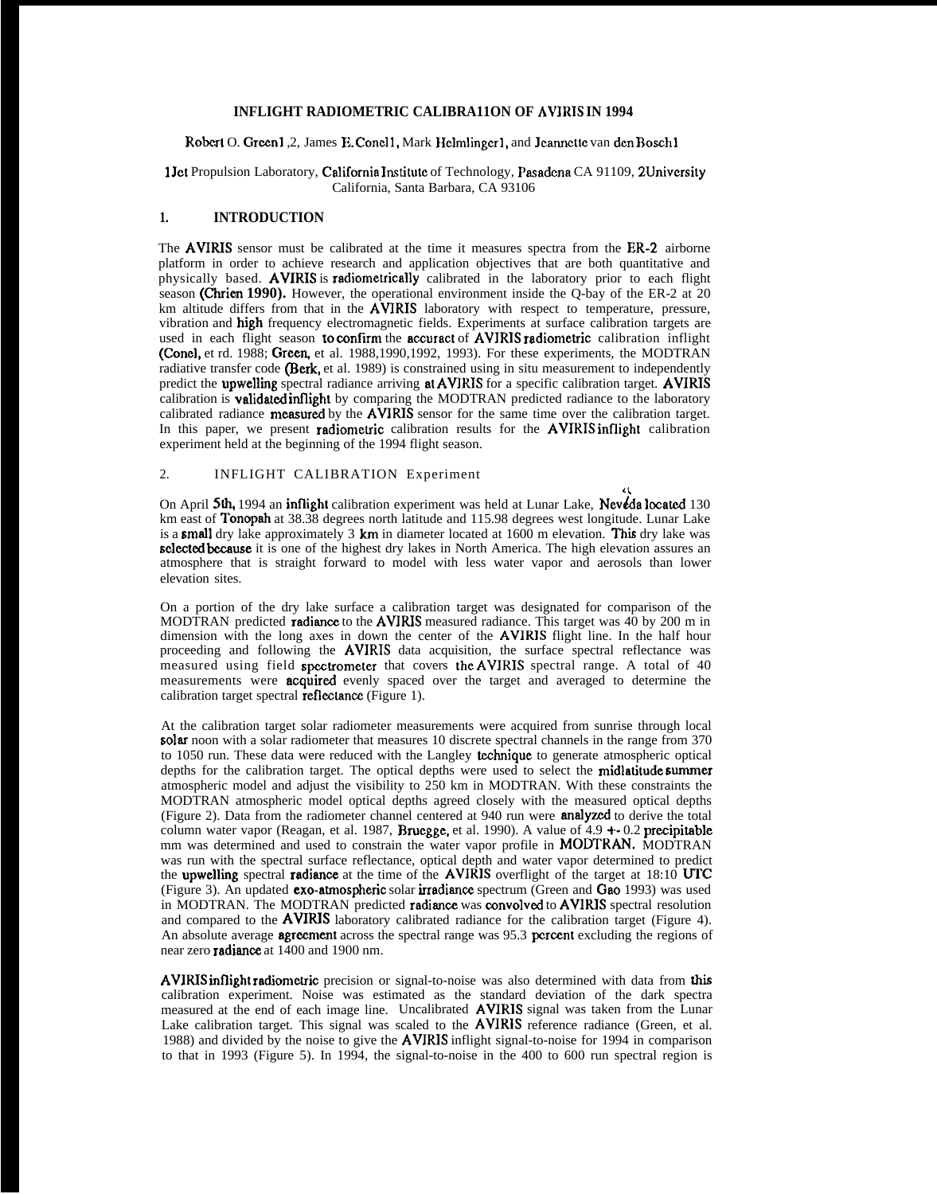# INFLIGHT RADIOMETRIC CALIBRA11ON OF AVIRIS IN 1994

Robert O. Green1,2, James E. Conel1, Mark Helmlinger1, and Jeannette van den Bosch1

1Jet Propulsion Laboratory, California Institute of Technology, Pasadena CA 91109, 2University California, Santa Barbara, CA 93106

## 1. INTRODUCTION

The AVIRIS sensor must be calibrated at the time it measures spectra from the ER-2 airborne platform in order to achieve research and application objectives that are both quantitative and physically based. AVIRIS is radiometrically calibrated in the laboratory prior to each flight season (Chrien 1990). However, the operational environment inside the Q-bay of the ER-2 at 20 km altitude differs from that in the AVIRIS laboratory with respect to temperature, pressure, vibration and high frequency electromagnetic fields. Experiments at surface calibration targets are used in each flight season to confirm the accuract of AVIRIS radiometric calibration inflight (Conel, et rd. 1988; Green, et al. 1988,1990,1992, 1993). For these experiments, the MODTRAN radiative transfer code (Berk, et al. 1989) is constrained using in situ measurement to independently predict the upwelling spectral radiance arriving at AVIRIS for a specific calibration target. AVIRIS calibration is validated inflight by comparing the MODTRAN predicted radiance to the laboratory calibrated radiance measured by the AVIRIS sensor for the same time over the calibration target. In this paper, we present radiometric calibration results for the AVIRIS inflight calibration experiment held at the beginning of the 1994 flight season.

## 2. INFLIGHT CALIBRATION Experiment

On April 5th, 1994 an inflight calibration experiment was held at Lunar Lake, Nevada located 130 km east of Tonopah at 38.38 degrees north latitude and 115.98 degrees west longitude. Lunar Lake is a small dry lake approximately 3 km in diameter located at 1600 m elevation. This dry lake was selected because it is one of the highest dry lakes in North America. The high elevation assures an atmosphere that is straight forward to model with less water vapor and aerosols than lower elevation sites.

On a portion of the dry lake surface a calibration target was designated for comparison of the MODTRAN predicted radiance to the AVIRIS measured radiance. This target was 40 by 200 m in dimension with the long axes in down the center of the AVIRIS flight line. In the half hour proceeding and following the AVIRIS data acquisition, the surface spectral reflectance was measured using field spectrometer that covers the AVIRIS spectral range. A total of 40 measurements were acquired evenly spaced over the target and averaged to determine the calibration target spectral reflectance (Figure 1).

At the calibration target solar radiometer measurements were acquired from sunrise through local solar noon with a solar radiometer that measures 10 discrete spectral channels in the range from 370 to 1050 run. These data were reduced with the Langley technique to generate atmospheric optical depths for the calibration target. The optical depths were used to select the midlatitude summer atmospheric model and adjust the visibility to 250 km in MODTRAN. With these constraints the MODTRAN atmospheric model optical depths agreed closely with the measured optical depths (Figure 2). Data from the radiometer channel centered at 940 run were analyzed to derive the total column water vapor (Reagan, et al. 1987, Bruegge, et al. 1990). A value of 4.9 +- 0.2 precipitable mm was determined and used to constrain the water vapor profile in MODTRAN. MODTRAN was run with the spectral surface reflectance, optical depth and water vapor determined to predict the upwelling spectral radiance at the time of the AVIRIS overflight of the target at 18:10 UTC (Figure 3). An updated exo-atmospheric solar irradiance spectrum (Green and Gao 1993) was used in MODTRAN. The MODTRAN predicted radiance was convolved to AVIRIS spectral resolution and compared to the AVIRIS laboratory calibrated radiance for the calibration target (Figure 4). An absolute average agreement across the spectral range was 95.3 percent excluding the regions of near zero radiance at 1400 and 1900 nm.

AVIRIS inflight radiometric precision or signal-to-noise was also determined with data from this calibration experiment. Noise was estimated as the standard deviation of the dark spectra measured at the end of each image line. Uncalibrated AVIRIS signal was taken from the Lunar Lake calibration target. This signal was scaled to the AVIRIS reference radiance (Green, et al. 1988) and divided by the noise to give the AVIRIS inflight signal-to-noise for 1994 in comparison to that in 1993 (Figure 5). In 1994, the signal-to-noise in the 400 to 600 run spectral region is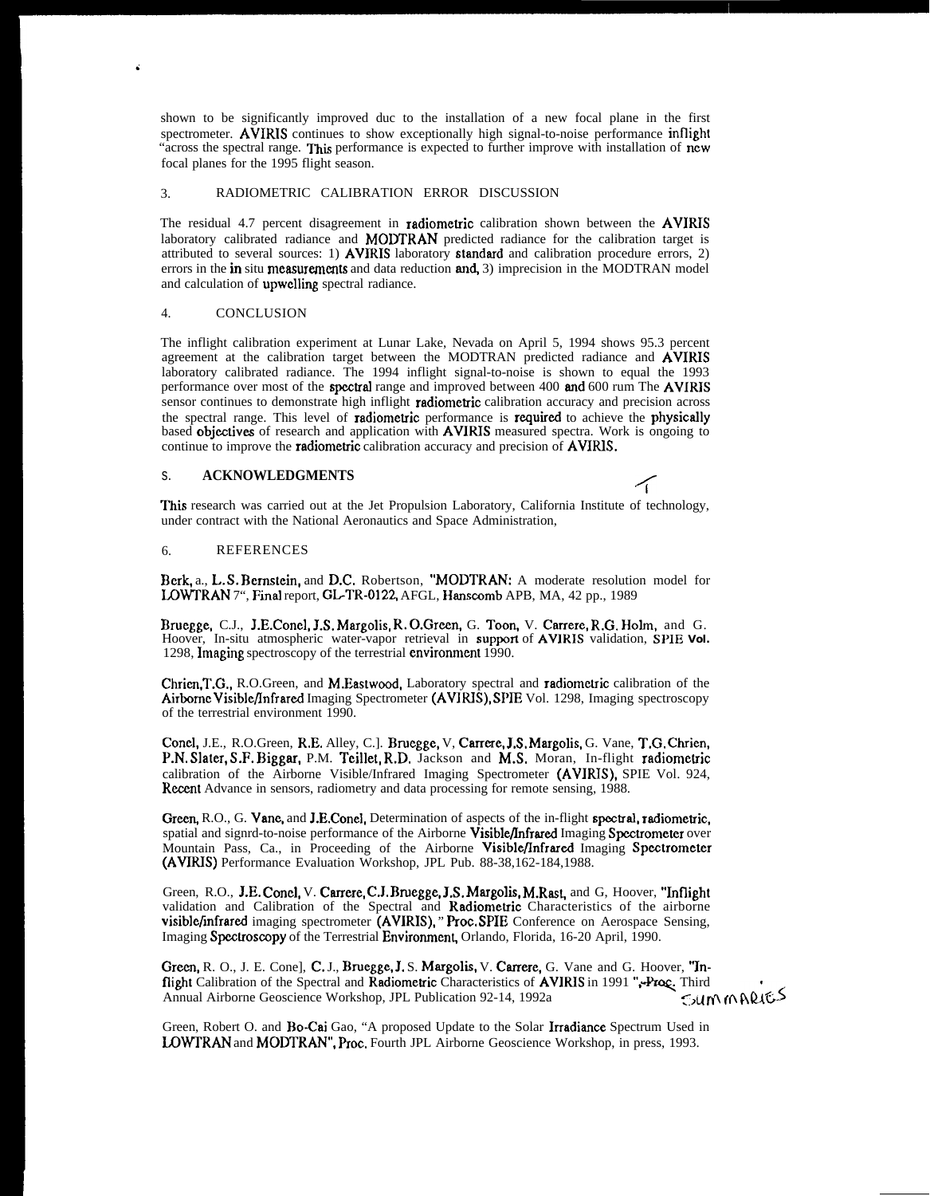shown to be significantly improved duc to the installation of a new focal plane in the first spectrometer. AVIRIS continues to show exceptionally high signal-to-noise performance inflight "across the spectral range. This performance is expected to further improve with installation of new focal planes for the 1995 flight season.

## 3. RADIOMETRIC CALIBRATION ERROR DISCUSSION

The residual 4.7 percent disagreement in radiometric calibration shown between the AVIRIS laboratory calibrated radiance and MODTRAN predicted radiance for the calibration target is attributed to several sources: 1) AVIRIS laboratory standard and calibration procedure errors, 2) errors in the in situ measurements and data reduction and, 3) imprecision in the MODTRAN model and calculation of upwelling spectral radiance.

## 4. CONCLUSION

The inflight calibration experiment at Lunar Lake, Nevada on April 5, 1994 shows 95.3 percent agreement at the calibration target between the MODTRAN predicted radiance and AVIRIS laboratory calibrated radiance. The 1994 inflight signal-to-noise is shown to equal the 1993 performance over most of the spectral range and improved between 400 and 600 rum The AVIRIS sensor continues to demonstrate high inflight radiometric calibration accuracy and precision across the spectral range. This level of radiometric performance is required to achieve the physically based objectives of research and application with AVIRIS measured spectra. Work is ongoing to continue to improve the radiometric calibration accuracy and precision of AVIRIS.

## 5. ACKNOWLEDGMENTS

This research was carried out at the Jet Propulsion Laboratory, California Institute of technology, under contract with the National Aeronautics and Space Administration,

## 6. REFERENCES

Berk, a., L.S. Bernstein, and D.C. Robertson, "MODTRAN: A moderate resolution model for LOWTRAN 7", Final report, GL-TR-0122, AFGL, Hanscomb APB, MA, 42 pp., 1989

Bruegge, C.J., J.E.Conel, J.S. Margolis, R. O.Green, G. Toon, V. Carrere, R.G. Holm, and G. Hoover, In-situ atmospheric water-vapor retrieval in support of AVIRIS validation, SPIE Vol. 1298, Imaging spectroscopy of the terrestrial environment 1990.

Chrien,T.G., R.O.Green, and M.Eastwood, Laboratory spectral and radiometric calibration of the Airborne Visible/Infrared Imaging Spectrometer (AVIRIS), SPIE Vol. 1298, Imaging spectroscopy of the terrestrial environment 1990.

Conel, J.E., R.O.Green, R.E. Alley, C.]. Bruegge, V, Carrere, J.S. Margolis, G. Vane, T.G. Chrien, P.N. Slater, S.F. Biggar, P.M. Teillet, R.D. Jackson and M.S. Moran, In-flight radiometric calibration of the Airborne Visible/Infrared Imaging Spectrometer (AVIRIS), SPIE Vol. 924, Recent Advance in sensors, radiometry and data processing for remote sensing, 1988.

Green, R.O., G. Vane, and J.E.Conel, Determination of aspects of the in-flight spectral, radiometric, spatial and signrd-to-noise performance of the Airborne Visible/Infrared Imaging Spectrometer over Mountain Pass, Ca., in Proceeding of the Airborne Visible/Infrared Imaging Spectrometer (AVIRIS) Performance Evaluation Workshop, JPL Pub. 88-38,162-184,1988.

Green, R.O., J.E. Conel, V. Carrere, C.J. Bruegge, J.S. Margolis, M.Rast, and G, Hoover, "Inflight validation and Calibration of the Spectral and Radiometric Characteristics of the airborne visible/infrared imaging spectrometer (AVIRIS)," Proc. SPIE Conference on Aerospace Sensing, Imaging Spectroscopy of the Terrestrial Environment, Orlando, Florida, 16-20 April, 1990.

Green, R. O., J. E. Cone], C. J., Bruegge, J. S. Margolis, V. Carrere, G. Vane and G. Hoover, "In-flight Calibration of the Spectral and Radiometric Characteristics of AVIRIS in 1991 ", Proc. Third Annual Airborne Geoscience Workshop, JPL Publication 92-14, 1992a

Green, Robert O. and Bo-Cai Gao, "A proposed Update to the Solar Irradiance Spectrum Used in LOWTRAN and MODTRAN", Proc. Fourth JPL Airborne Geoscience Workshop, in press, 1993.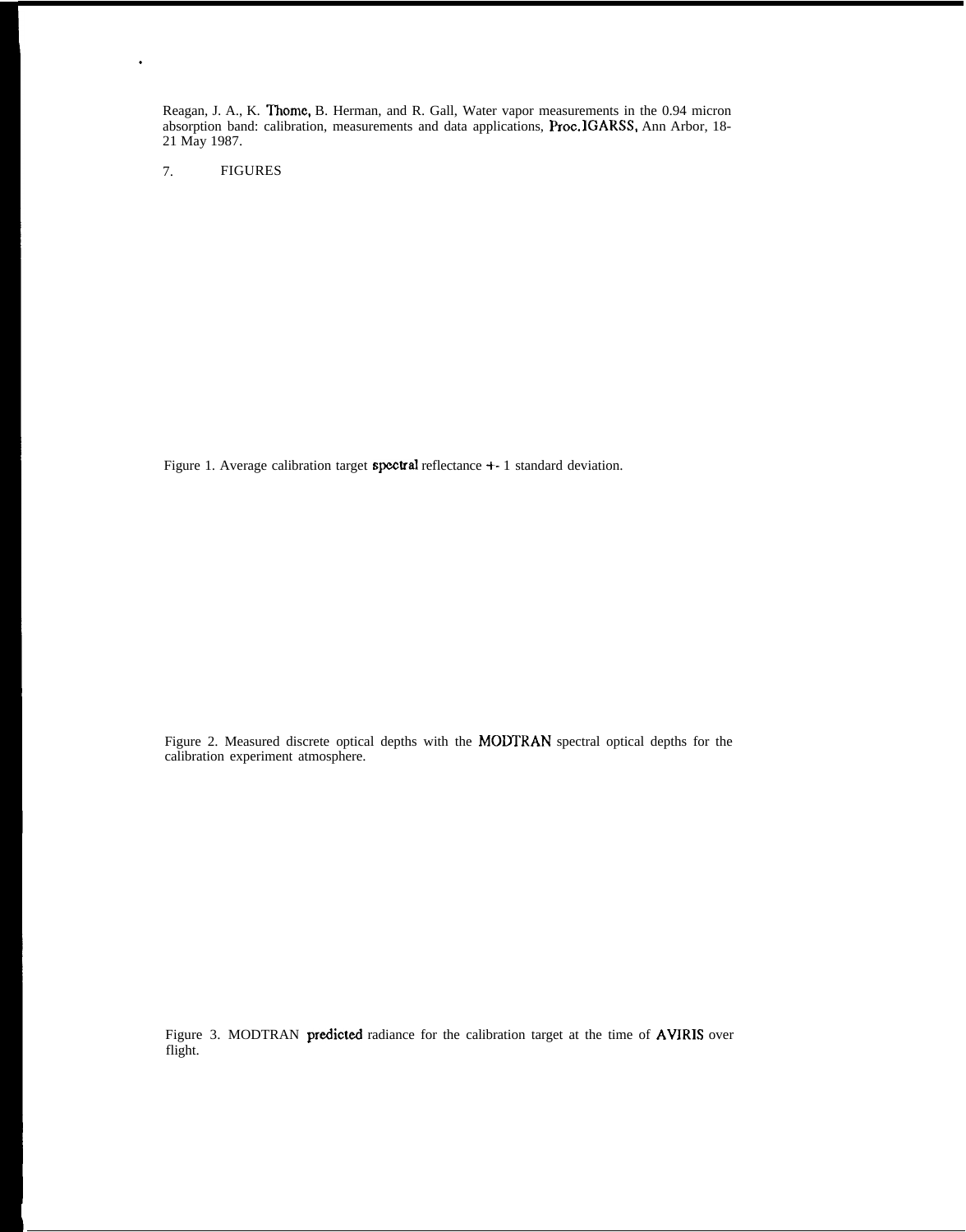Reagan, J. A., K. Thome, B. Herman, and R. Gall, Water vapor measurements in the 0.94 micron absorption band: calibration, measurements and data applications, Proc. IGARSS, Ann Arbor, 18-21 May 1987.

## 7. FIGURES

Figure 1. Average calibration target spectral reflectance +- 1 standard deviation.

Figure 2. Measured discrete optical depths with the MODTRAN spectral optical depths for the calibration experiment atmosphere.

Figure 3. MODTRAN predicted radiance for the calibration target at the time of AVIRIS over flight.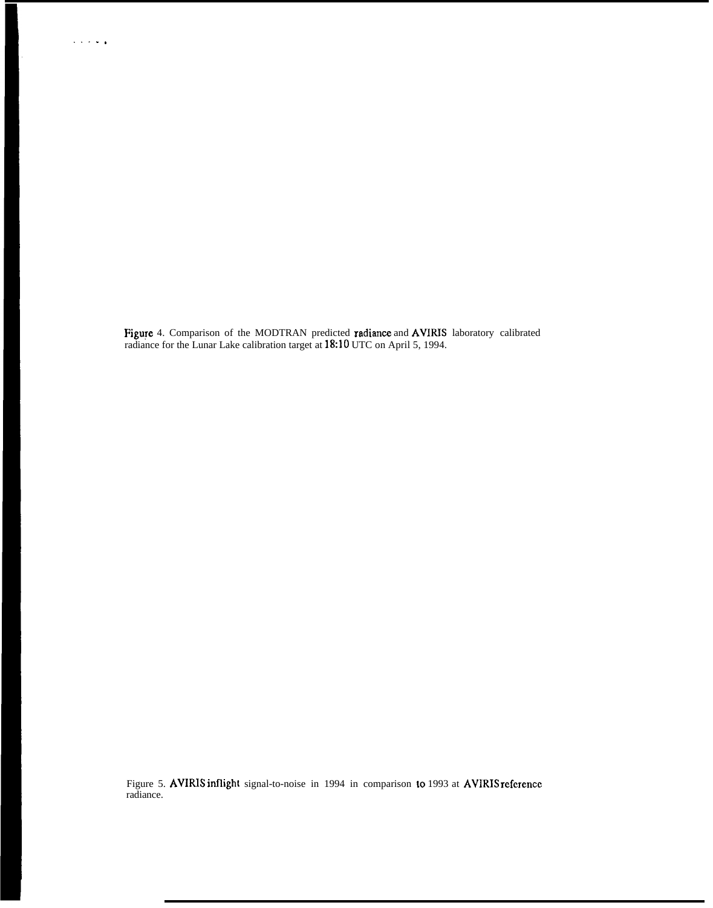Figure 4. Comparison of the MODTRAN predicted radiance and AVIRIS laboratory calibrated radiance for the Lunar Lake calibration target at 18:10 UTC on April 5, 1994.

Figure 5. AVIRIS inflight signal-to-noise in 1994 in comparison to 1993 at AVIRIS reference radiance.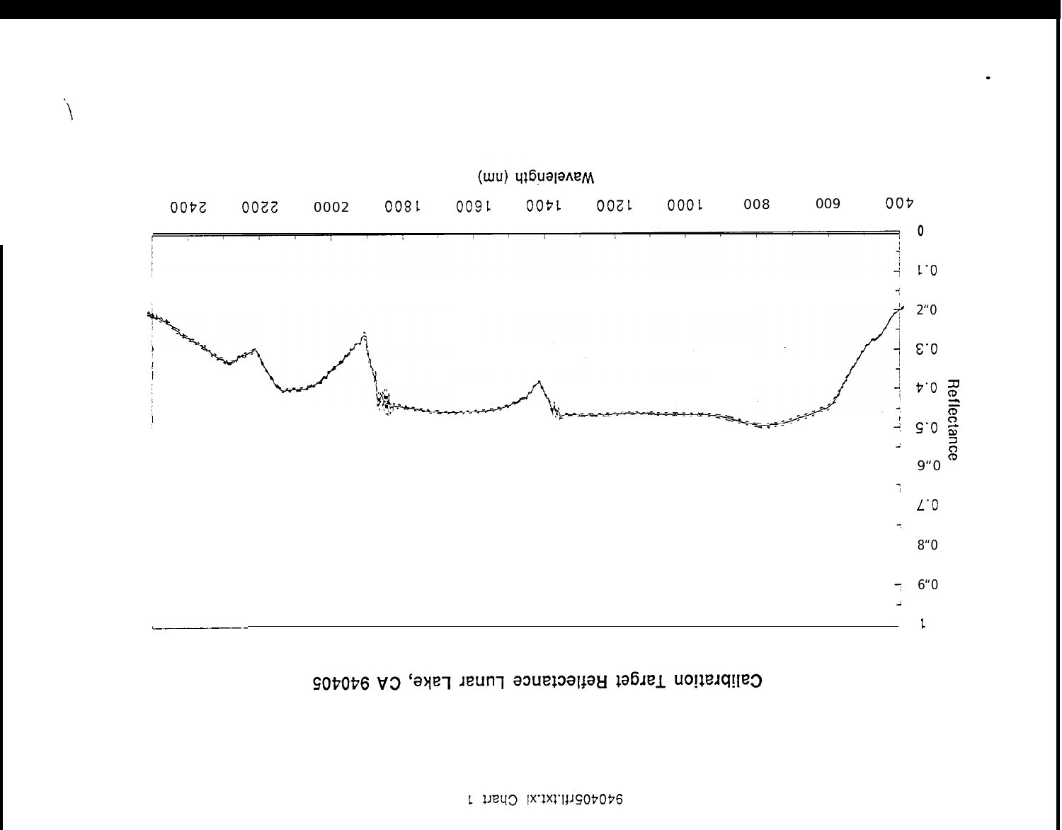Calibration Target Reflectance Lunar Lake, CA 940405

940405rfl.txt.xl Chart 1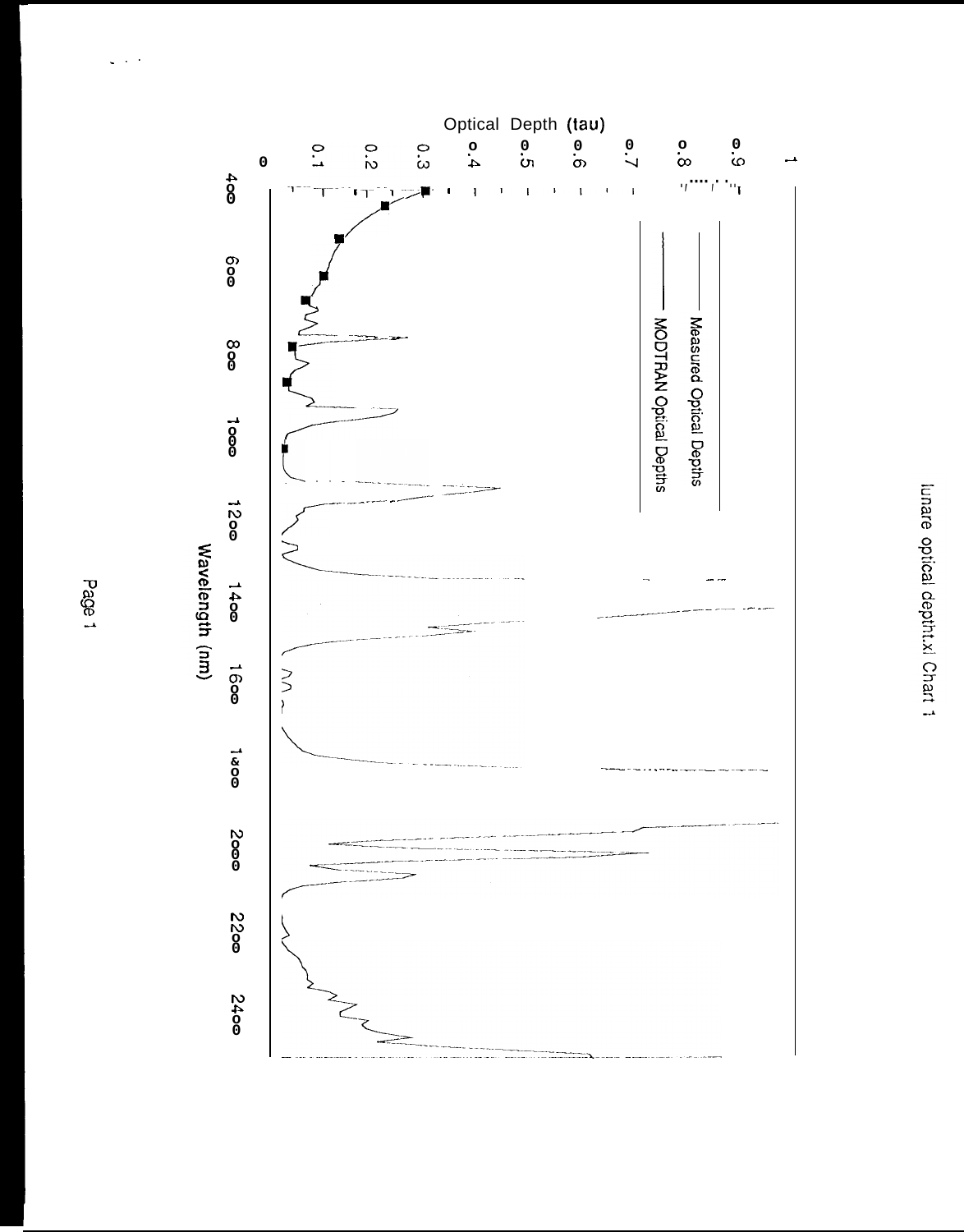lunare optical depth.xl Chart 1

Optical Depth (tau)

Measured Optical Depths

MODTRAN Optical Depths

Wavelength (nm)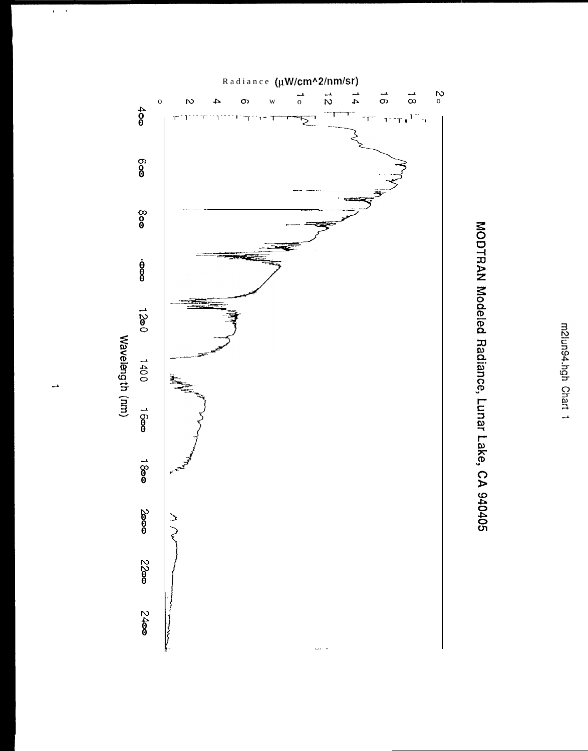m2lun94.hgh Chart 1

# MODTRAN Modeled Radiance, Lunar Lake, CA 940405

Radiance (μW/cm^2/nm/sr)

Wavelength (nm)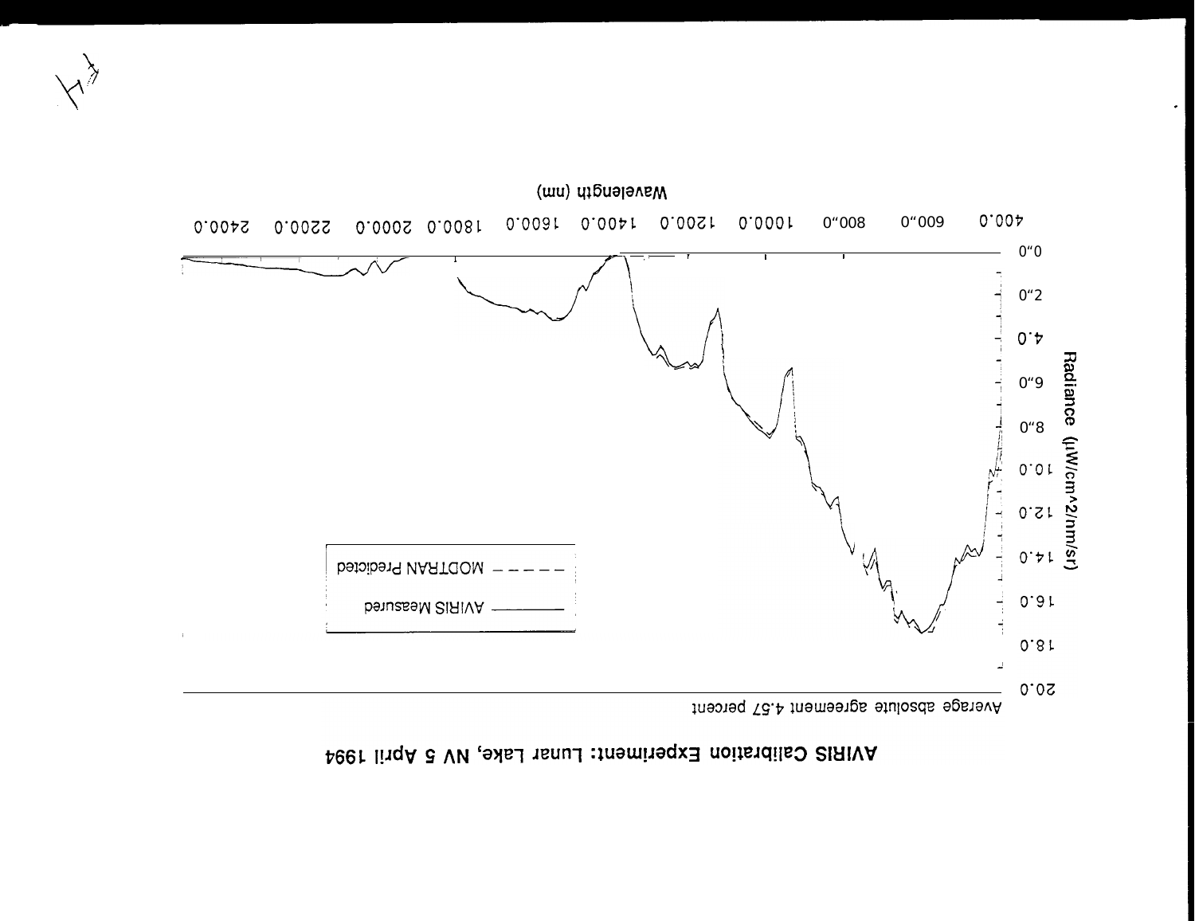# AVIRIS Calibration Experiment: Lunar Lake, NV 5 April 1994

Average absolute agreement 4.57 percent

Radiance (μW/cm^2/nm/sr)

20.0
18.0
16.0
14.0
12.0
10.0
8.0
6.0
4.0
2.0
0.0

400.0 600.0 800.0 1000.0 1200.0 1400.0 1600.0 1800.0 2000.0 2200.0 2400.0

Wavelength (nm)

——— AVIRIS Measured
– – – – MODTRAN Predicted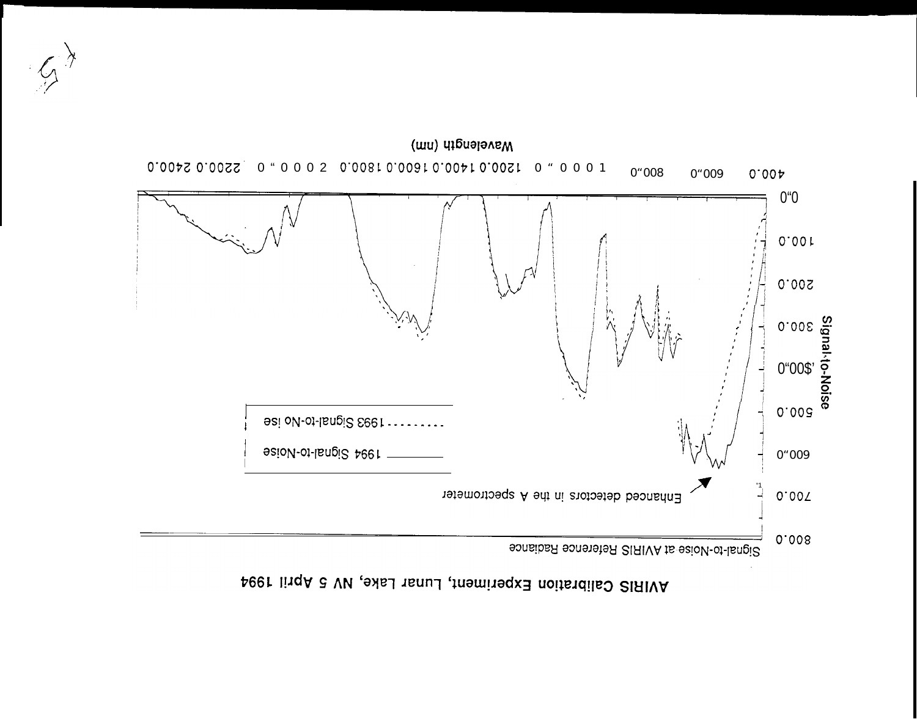AVIRIS Calibration Experiment, Lunar Lake, NV 5 April 1994

Signal-to-Noise at AVIRIS Reference Radiance

Signal-to-Noise

800.0
700.0
600.0
500.0
400.0
300.0
200.0
100.0
0.0

Wavelength (nm)

400.0 600.0 800.0 1000.0 1200.0 1400.0 1600.0 1800.0 2000.0 2200.0 2400.0

1994 Signal-to-Noise

1993 Signal-to-Noise

Enhanced detectors in the A spectrometer